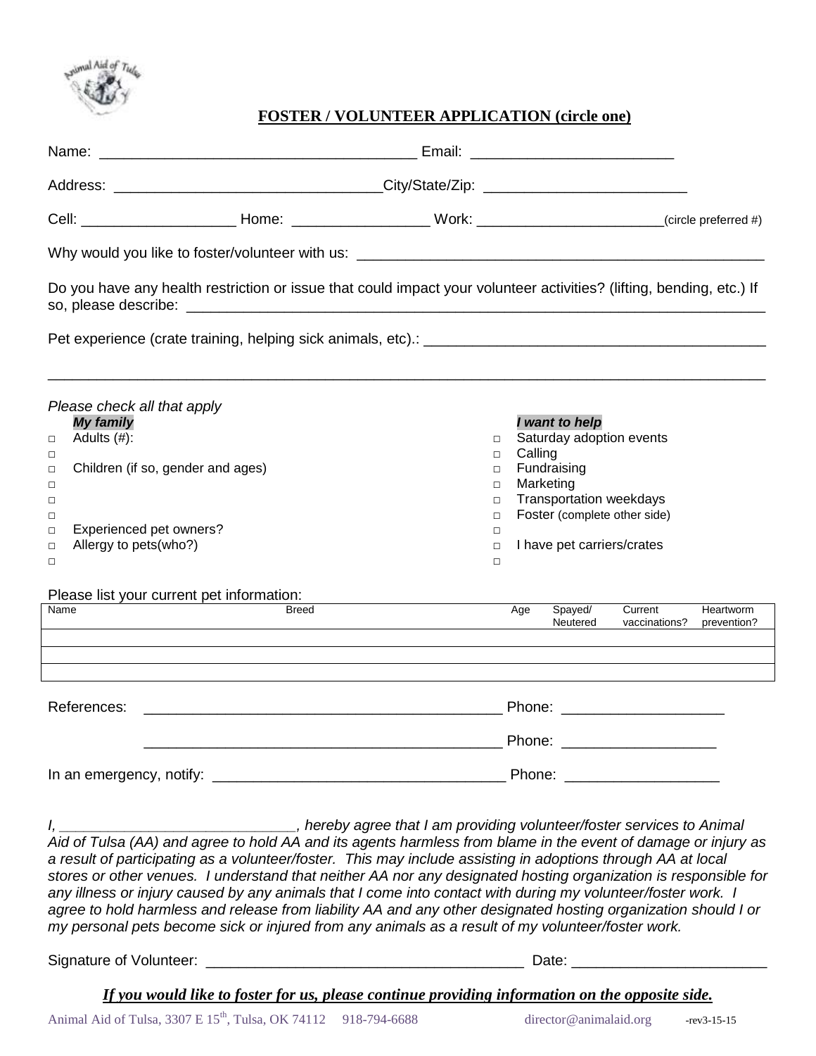## FOSTER / VOLUNTEER APPLICATION (circle one)

Name: ______________________________________ Email: ________________________

Address: ________________________________City/State/Zip: ________________________

Cell: ___________________ Home: _________________ Work: _______________________(circle preferred #)

Why would you like to foster/volunteer with us: ________________________________________________

Do you have any health restriction or issue that could impact your volunteer activities? (lifting, bending, etc.) If so, please describe: ________________________________________________________________________

Pet experience (crate training, helping sick animals, etc).: ____________________________________________

__________________________________________________________________________________________

*Please check all that apply*

***My family***

- □ Adults (#):
- □
- □ Children (if so, gender and ages)
- □
- □
- □
- □ Experienced pet owners?
- □ Allergy to pets(who?)
- □

***I want to help***

- □ Saturday adoption events
- □ Calling
- □ Fundraising
- □ Marketing
- □ Transportation weekdays
- □ Foster (complete other side)
- □
- □ I have pet carriers/crates
- □

Please list your current pet information:

| Name | Breed | Age | Spayed/ Neutered | Current vaccinations? | Heartworm prevention? |
|---|---|---|---|---|---|
| | | | | | |
| | | | | | |
| | | | | | |

References: ____________________________________________ Phone: ___________________

____________________________________________ Phone: ___________________

In an emergency, notify: ____________________________________ Phone: ___________________

*I, ____________________________, hereby agree that I am providing volunteer/foster services to Animal Aid of Tulsa (AA) and agree to hold AA and its agents harmless from blame in the event of damage or injury as a result of participating as a volunteer/foster. This may include assisting in adoptions through AA at local stores or other venues. I understand that neither AA nor any designated hosting organization is responsible for any illness or injury caused by any animals that I come into contact with during my volunteer/foster work. I agree to hold harmless and release from liability AA and any other designated hosting organization should I or my personal pets become sick or injured from any animals as a result of my volunteer/foster work.*

Signature of Volunteer: ______________________________________ Date: _______________________

***If you would like to foster for us, please continue providing information on the opposite side.***

Animal Aid of Tulsa, 3307 E 15th, Tulsa, OK 74112 918-794-6688 director@animalaid.org -rev3-15-15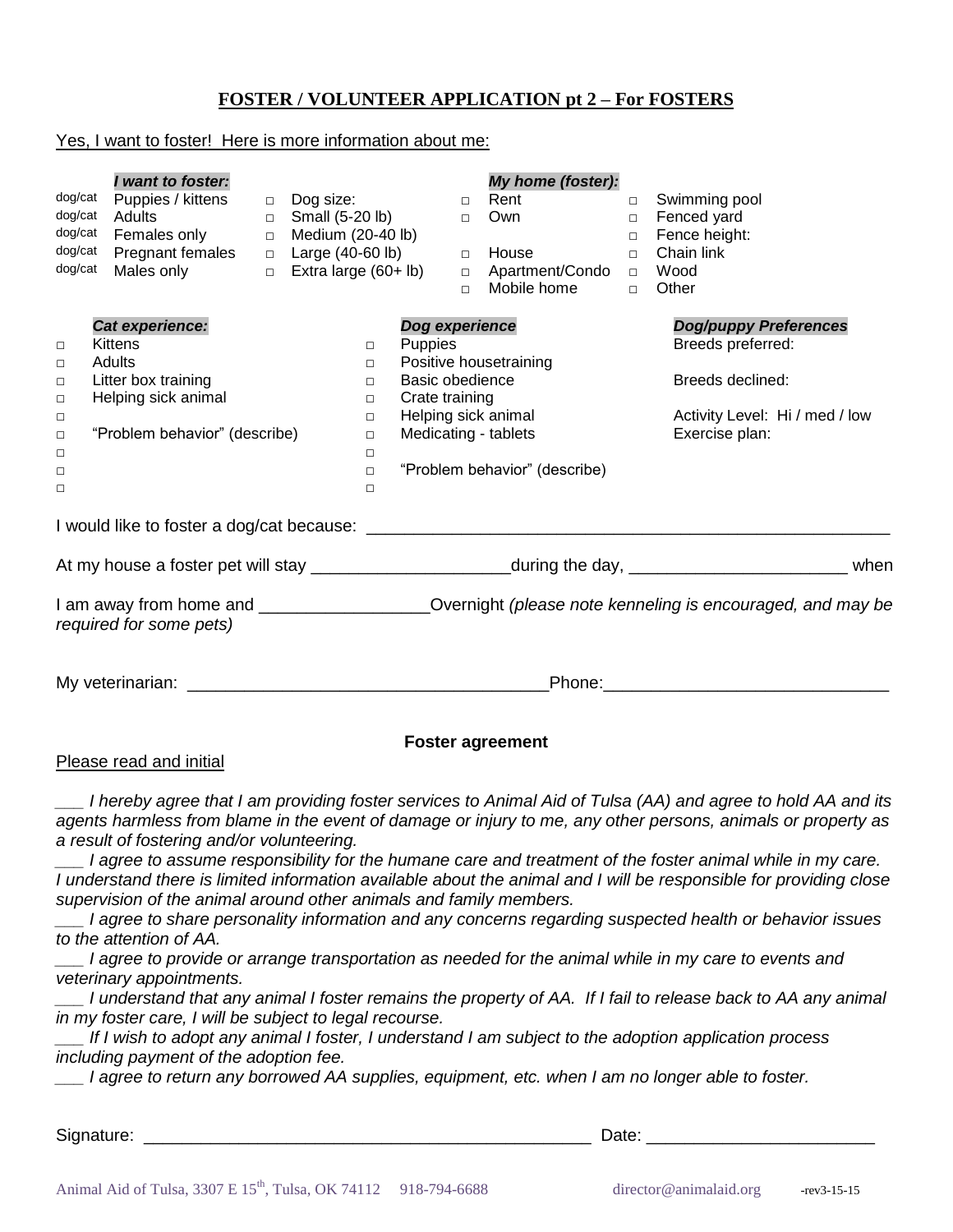## FOSTER / VOLUNTEER APPLICATION pt 2 – For FOSTERS

Yes, I want to foster! Here is more information about me:

***I want to foster:***

dog/cat Puppies / kittens
dog/cat Adults
dog/cat Females only
dog/cat Pregnant females
dog/cat Males only

□ Dog size:
□ Small (5-20 lb)
□ Medium (20-40 lb)
□ Large (40-60 lb)
□ Extra large (60+ lb)

***My home (foster):***

□ Rent
□ Own

□ House
□ Apartment/Condo
□ Mobile home

□ Swimming pool
□ Fenced yard
□ Fence height:
□ Chain link
□ Wood
□ Other

***Cat experience:***

□ Kittens
□ Adults
□ Litter box training
□ Helping sick animal
□
□ "Problem behavior" (describe)
□
□
□

***Dog experience***

□ Puppies
□ Positive housetraining
□ Basic obedience
□ Crate training
□ Helping sick animal
□ Medicating - tablets
□
□ "Problem behavior" (describe)
□

***Dog/puppy Preferences***

Breeds preferred:

Breeds declined:

Activity Level: Hi / med / low
Exercise plan:

I would like to foster a dog/cat because: ____________________________________________________

At my house a foster pet will stay ____________________during the day, ______________________ when I am away from home and _________________Overnight *(please note kenneling is encouraged, and may be required for some pets)*

My veterinarian: ____________________________________Phone:____________________________

**Foster agreement**

Please read and initial

*___ I hereby agree that I am providing foster services to Animal Aid of Tulsa (AA) and agree to hold AA and its agents harmless from blame in the event of damage or injury to me, any other persons, animals or property as a result of fostering and/or volunteering.*

*___ I agree to assume responsibility for the humane care and treatment of the foster animal while in my care. I understand there is limited information available about the animal and I will be responsible for providing close supervision of the animal around other animals and family members.*

*___ I agree to share personality information and any concerns regarding suspected health or behavior issues to the attention of AA.*

*___ I agree to provide or arrange transportation as needed for the animal while in my care to events and veterinary appointments.*

*___ I understand that any animal I foster remains the property of AA. If I fail to release back to AA any animal in my foster care, I will be subject to legal recourse.*

*___ If I wish to adopt any animal I foster, I understand I am subject to the adoption application process including payment of the adoption fee.*

*___ I agree to return any borrowed AA supplies, equipment, etc. when I am no longer able to foster.*

Signature: _____________________________________________ Date: ______________________

Animal Aid of Tulsa, 3307 E 15th, Tulsa, OK 74112 918-794-6688 director@animalaid.org -rev3-15-15